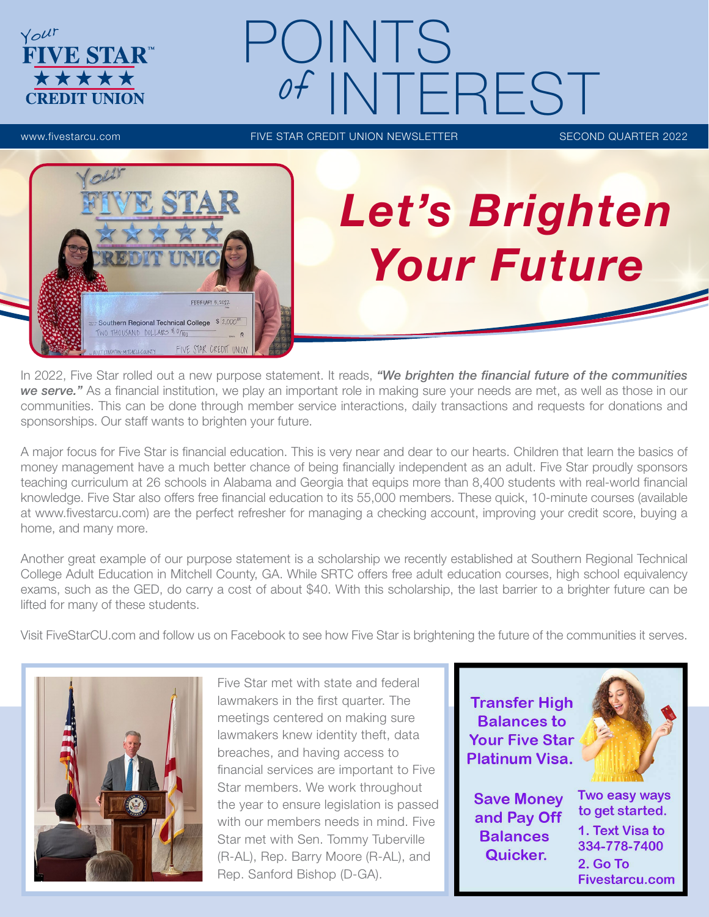# Your FIVE STAR™ CREDIT UNION

# POINTS of INTEREST

www.fivestarcu.com | FIVE STAR CREDIT UNION NEWSLETTER | SECOND QUARTER 2022

## *Let's Brighten Your Future*

In 2022, Five Star rolled out a new purpose statement. It reads, ***"We brighten the financial future of the communities we serve."*** As a financial institution, we play an important role in making sure your needs are met, as well as those in our communities. This can be done through member service interactions, daily transactions and requests for donations and sponsorships. Our staff wants to brighten your future.

A major focus for Five Star is financial education. This is very near and dear to our hearts. Children that learn the basics of money management have a much better chance of being financially independent as an adult. Five Star proudly sponsors teaching curriculum at 26 schools in Alabama and Georgia that equips more than 8,400 students with real-world financial knowledge. Five Star also offers free financial education to its 55,000 members. These quick, 10-minute courses (available at www.fivestarcu.com) are the perfect refresher for managing a checking account, improving your credit score, buying a home, and many more.

Another great example of our purpose statement is a scholarship we recently established at Southern Regional Technical College Adult Education in Mitchell County, GA. While SRTC offers free adult education courses, high school equivalency exams, such as the GED, do carry a cost of about $40. With this scholarship, the last barrier to a brighter future can be lifted for many of these students.

Visit FiveStarCU.com and follow us on Facebook to see how Five Star is brightening the future of the communities it serves.

Five Star met with state and federal lawmakers in the first quarter. The meetings centered on making sure lawmakers knew identity theft, data breaches, and having access to financial services are important to Five Star members. We work throughout the year to ensure legislation is passed with our members needs in mind. Five Star met with Sen. Tommy Tuberville (R-AL), Rep. Barry Moore (R-AL), and Rep. Sanford Bishop (D-GA).

**Transfer High Balances to Your Five Star Platinum Visa.**

**Save Money and Pay Off Balances Quicker.**

**Two easy ways to get started.**

1. **Text Visa to 334-778-7400**
2. **Go To Fivestarcu.com**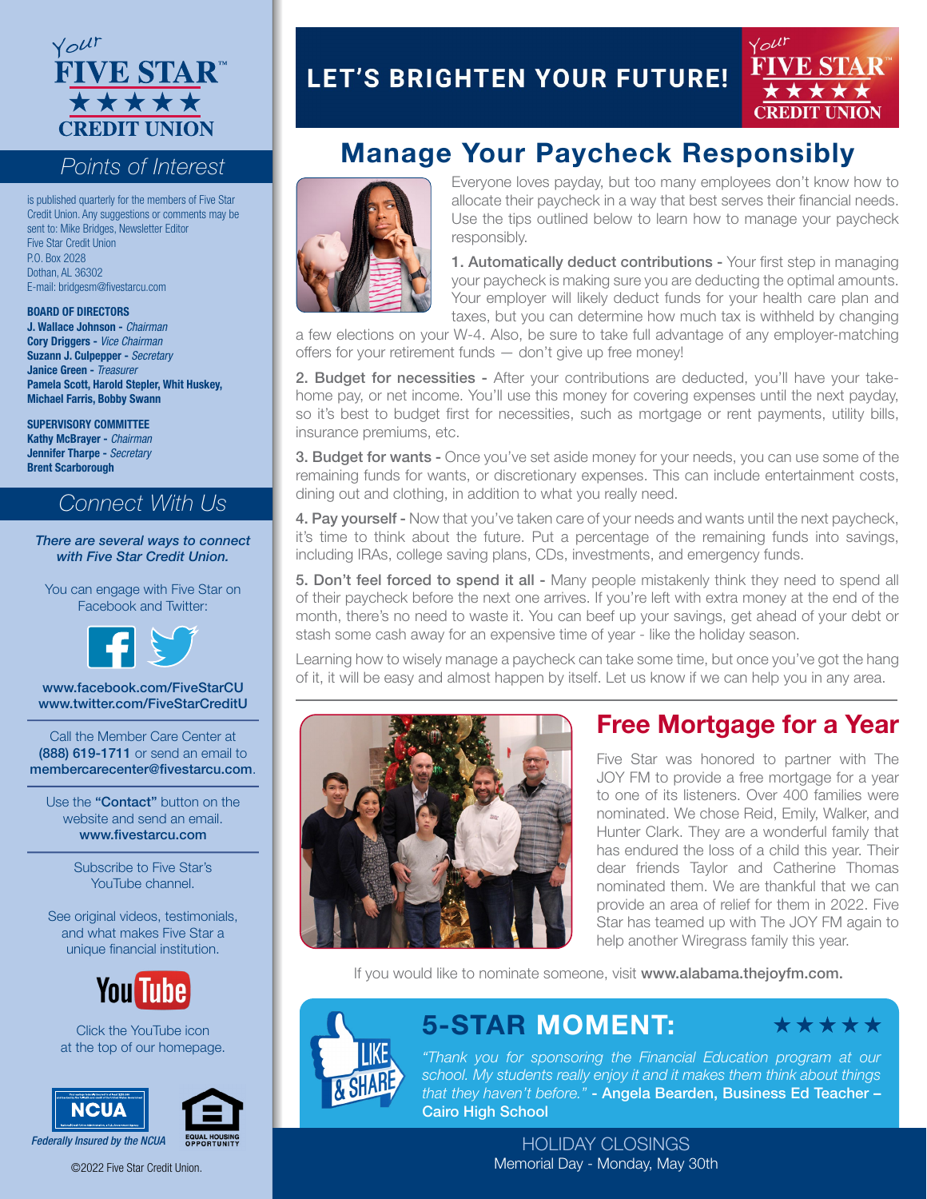# Your FIVE STAR™ CREDIT UNION

## Points of Interest

is published quarterly for the members of Five Star Credit Union. Any suggestions or comments may be sent to: Mike Bridges, Newsletter Editor
Five Star Credit Union
P.O. Box 2028
Dothan, AL 36302
E-mail: bridgesm@fivestarcu.com

**BOARD OF DIRECTORS**
**J. Wallace Johnson** - *Chairman*
**Cory Driggers** - *Vice Chairman*
**Suzann J. Culpepper** - *Secretary*
**Janice Green** - *Treasurer*
**Pamela Scott, Harold Stepler, Whit Huskey, Michael Farris, Bobby Swann**

**SUPERVISORY COMMITTEE**
**Kathy McBrayer** - *Chairman*
**Jennifer Tharpe** - *Secretary*
**Brent Scarborough**

## Connect With Us

***There are several ways to connect with Five Star Credit Union.***

You can engage with Five Star on Facebook and Twitter:

**www.facebook.com/FiveStarCU**
**www.twitter.com/FiveStarCreditU**

Call the Member Care Center at **(888) 619-1711** or send an email to **membercarecenter@fivestarcu.com**.

Use the **"Contact"** button on the website and send an email.
**www.fivestarcu.com**

Subscribe to Five Star's YouTube channel.

See original videos, testimonials, and what makes Five Star a unique financial institution.

Click the YouTube icon at the top of our homepage.

*Federally Insured by the NCUA*

©2022 Five Star Credit Union.

# LET'S BRIGHTEN YOUR FUTURE!

## Manage Your Paycheck Responsibly

Everyone loves payday, but too many employees don't know how to allocate their paycheck in a way that best serves their financial needs. Use the tips outlined below to learn how to manage your paycheck responsibly.

**1. Automatically deduct contributions -** Your first step in managing your paycheck is making sure you are deducting the optimal amounts. Your employer will likely deduct funds for your health care plan and taxes, but you can determine how much tax is withheld by changing a few elections on your W-4. Also, be sure to take full advantage of any employer-matching offers for your retirement funds — don't give up free money!

**2. Budget for necessities -** After your contributions are deducted, you'll have your take-home pay, or net income. You'll use this money for covering expenses until the next payday, so it's best to budget first for necessities, such as mortgage or rent payments, utility bills, insurance premiums, etc.

**3. Budget for wants -** Once you've set aside money for your needs, you can use some of the remaining funds for wants, or discretionary expenses. This can include entertainment costs, dining out and clothing, in addition to what you really need.

**4. Pay yourself -** Now that you've taken care of your needs and wants until the next paycheck, it's time to think about the future. Put a percentage of the remaining funds into savings, including IRAs, college saving plans, CDs, investments, and emergency funds.

**5. Don't feel forced to spend it all -** Many people mistakenly think they need to spend all of their paycheck before the next one arrives. If you're left with extra money at the end of the month, there's no need to waste it. You can beef up your savings, get ahead of your debt or stash some cash away for an expensive time of year - like the holiday season.

Learning how to wisely manage a paycheck can take some time, but once you've got the hang of it, it will be easy and almost happen by itself. Let us know if we can help you in any area.

## Free Mortgage for a Year

Five Star was honored to partner with The JOY FM to provide a free mortgage for a year to one of its listeners. Over 400 families were nominated. We chose Reid, Emily, Walker, and Hunter Clark. They are a wonderful family that has endured the loss of a child this year. Their dear friends Taylor and Catherine Thomas nominated them. We are thankful that we can provide an area of relief for them in 2022. Five Star has teamed up with The JOY FM again to help another Wiregrass family this year.

If you would like to nominate someone, visit **www.alabama.thejoyfm.com.**

## 5-STAR MOMENT: ★★★★★

*"Thank you for sponsoring the Financial Education program at our school. My students really enjoy it and it makes them think about things that they haven't before."* **- Angela Bearden, Business Ed Teacher – Cairo High School**

HOLIDAY CLOSINGS
Memorial Day - Monday, May 30th